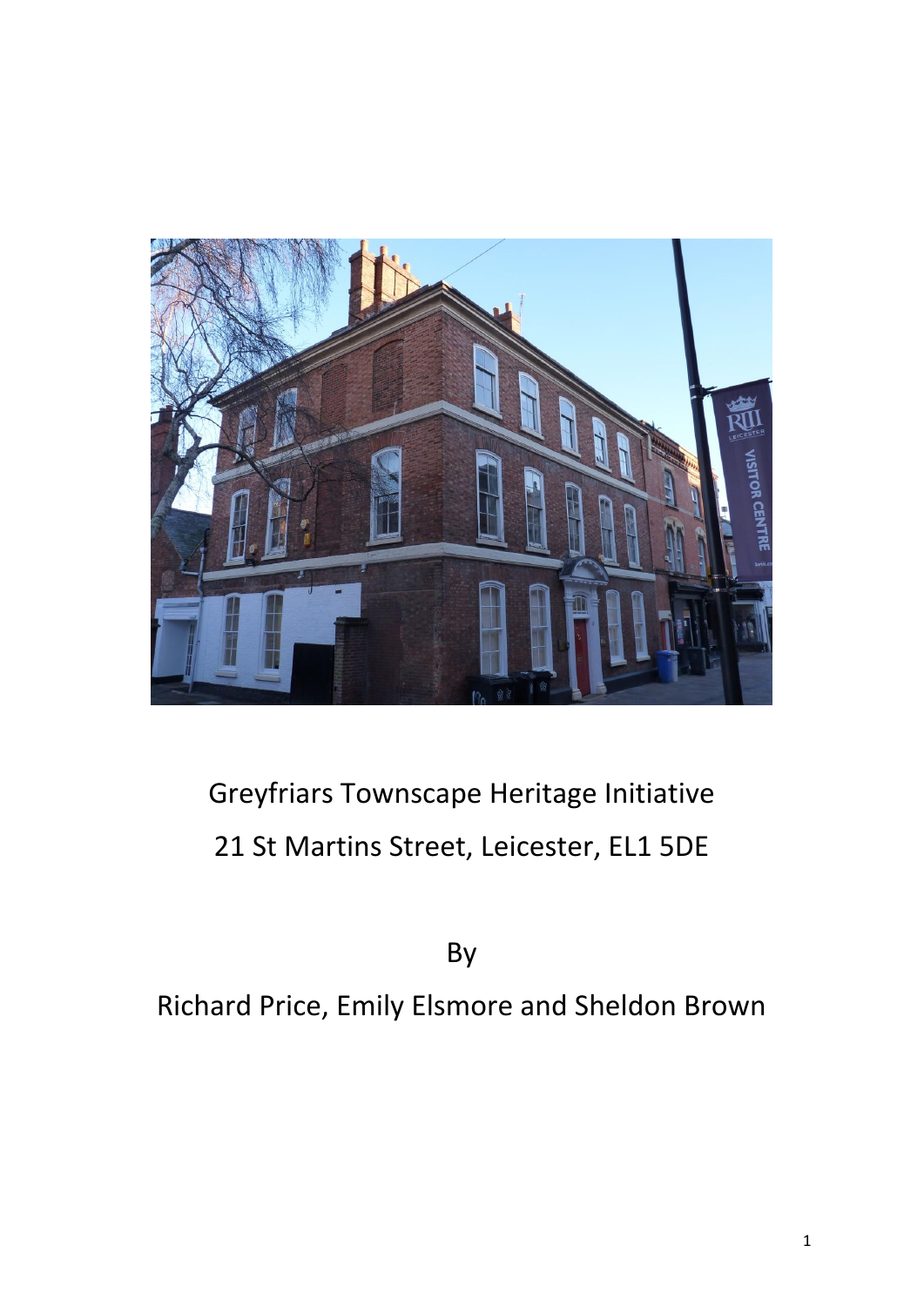Greyfriars Townscape Heritage Initiative

21 St Martins Street, Leicester, EL1 5DE

By

Richard Price, Emily Elsmore and Sheldon Brown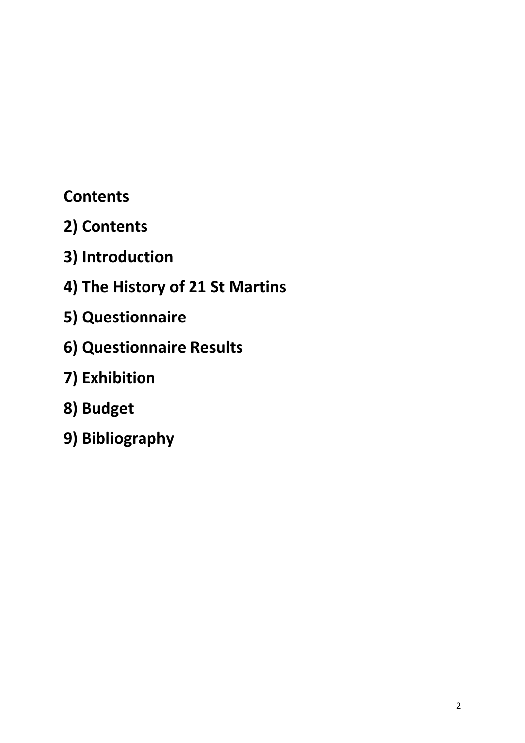## Contents

**2) Contents**

**3) Introduction**

**4) The History of 21 St Martins**

**5) Questionnaire**

**6) Questionnaire Results**

**7) Exhibition**

**8) Budget**

**9) Bibliography**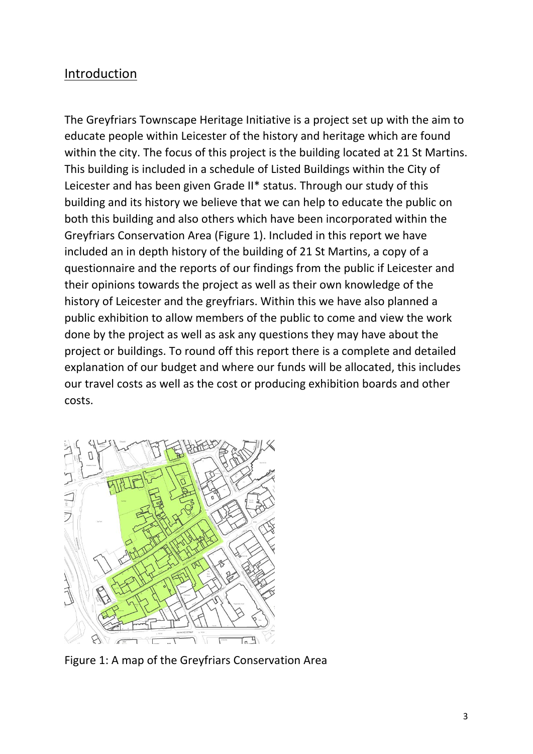## Introduction

The Greyfriars Townscape Heritage Initiative is a project set up with the aim to educate people within Leicester of the history and heritage which are found within the city. The focus of this project is the building located at 21 St Martins. This building is included in a schedule of Listed Buildings within the City of Leicester and has been given Grade II* status. Through our study of this building and its history we believe that we can help to educate the public on both this building and also others which have been incorporated within the Greyfriars Conservation Area (Figure 1). Included in this report we have included an in depth history of the building of 21 St Martins, a copy of a questionnaire and the reports of our findings from the public if Leicester and their opinions towards the project as well as their own knowledge of the history of Leicester and the greyfriars. Within this we have also planned a public exhibition to allow members of the public to come and view the work done by the project as well as ask any questions they may have about the project or buildings. To round off this report there is a complete and detailed explanation of our budget and where our funds will be allocated, this includes our travel costs as well as the cost or producing exhibition boards and other costs.

Figure 1: A map of the Greyfriars Conservation Area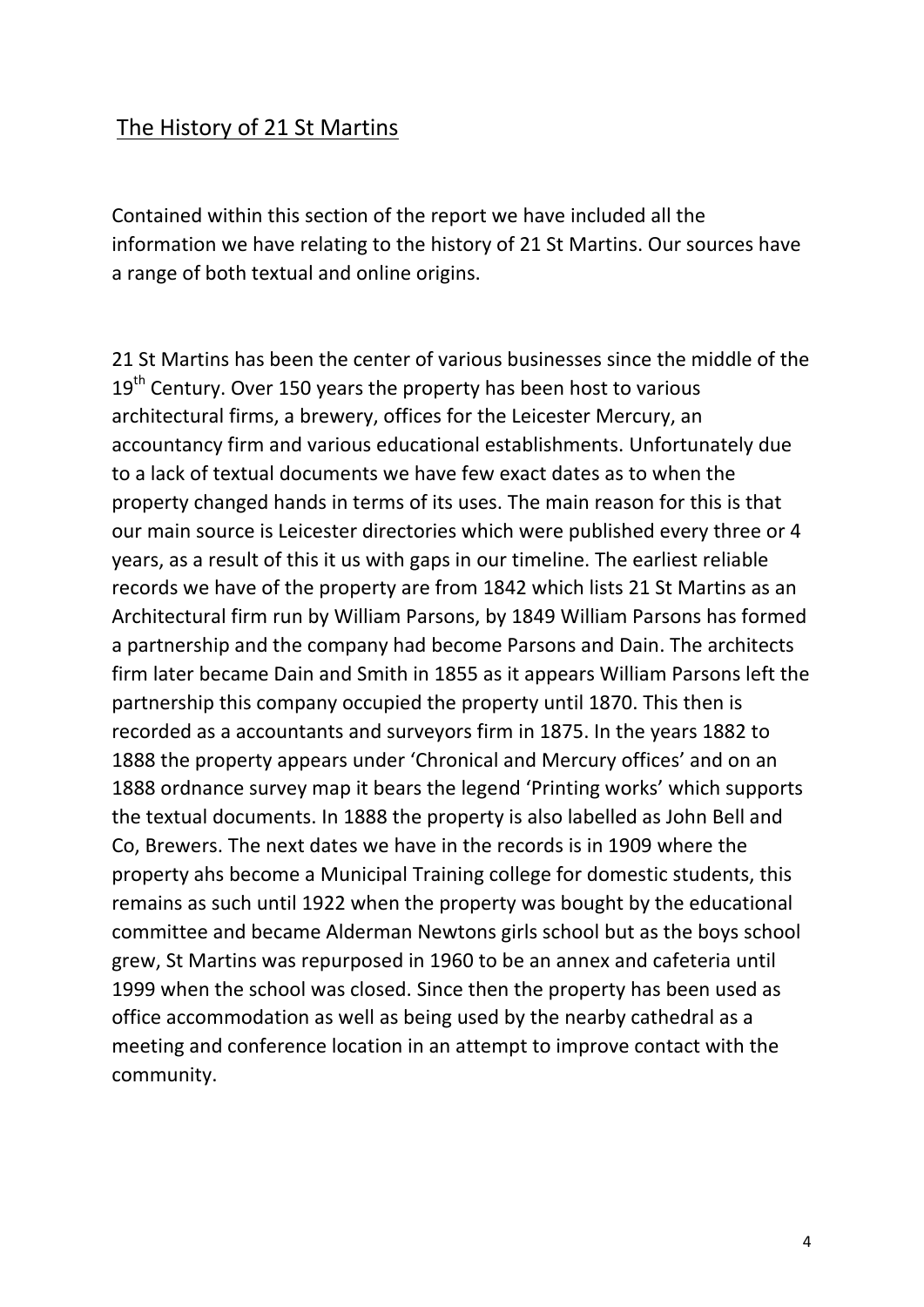## The History of 21 St Martins

Contained within this section of the report we have included all the information we have relating to the history of 21 St Martins. Our sources have a range of both textual and online origins.

21 St Martins has been the center of various businesses since the middle of the 19th Century. Over 150 years the property has been host to various architectural firms, a brewery, offices for the Leicester Mercury, an accountancy firm and various educational establishments. Unfortunately due to a lack of textual documents we have few exact dates as to when the property changed hands in terms of its uses. The main reason for this is that our main source is Leicester directories which were published every three or 4 years, as a result of this it us with gaps in our timeline. The earliest reliable records we have of the property are from 1842 which lists 21 St Martins as an Architectural firm run by William Parsons, by 1849 William Parsons has formed a partnership and the company had become Parsons and Dain. The architects firm later became Dain and Smith in 1855 as it appears William Parsons left the partnership this company occupied the property until 1870. This then is recorded as a accountants and surveyors firm in 1875. In the years 1882 to 1888 the property appears under 'Chronical and Mercury offices' and on an 1888 ordnance survey map it bears the legend 'Printing works' which supports the textual documents. In 1888 the property is also labelled as John Bell and Co, Brewers. The next dates we have in the records is in 1909 where the property ahs become a Municipal Training college for domestic students, this remains as such until 1922 when the property was bought by the educational committee and became Alderman Newtons girls school but as the boys school grew, St Martins was repurposed in 1960 to be an annex and cafeteria until 1999 when the school was closed. Since then the property has been used as office accommodation as well as being used by the nearby cathedral as a meeting and conference location in an attempt to improve contact with the community.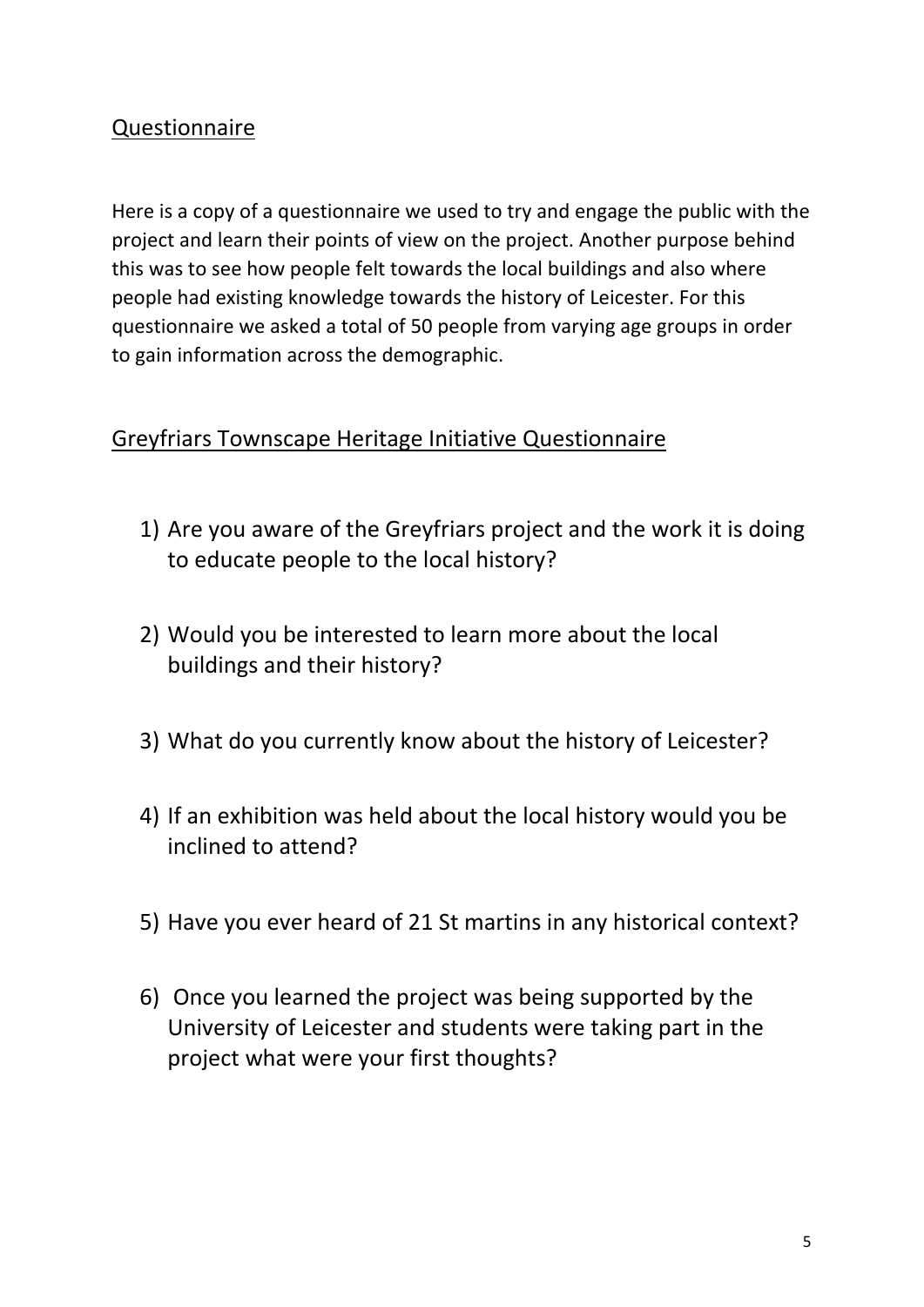## Questionnaire

Here is a copy of a questionnaire we used to try and engage the public with the project and learn their points of view on the project. Another purpose behind this was to see how people felt towards the local buildings and also where people had existing knowledge towards the history of Leicester. For this questionnaire we asked a total of 50 people from varying age groups in order to gain information across the demographic.

## Greyfriars Townscape Heritage Initiative Questionnaire

1) Are you aware of the Greyfriars project and the work it is doing to educate people to the local history?
2) Would you be interested to learn more about the local buildings and their history?
3) What do you currently know about the history of Leicester?
4) If an exhibition was held about the local history would you be inclined to attend?
5) Have you ever heard of 21 St martins in any historical context?
6) Once you learned the project was being supported by the University of Leicester and students were taking part in the project what were your first thoughts?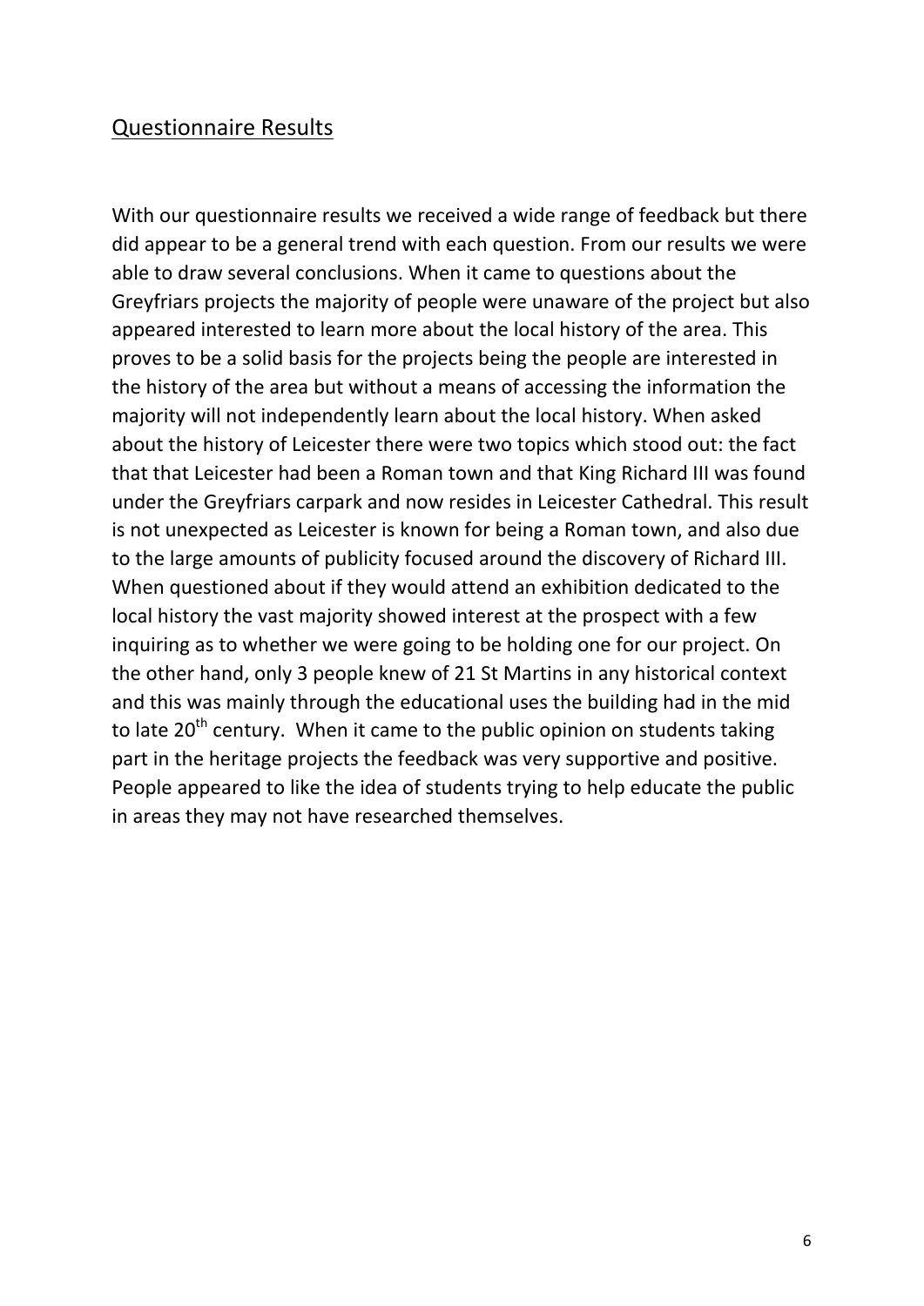## Questionnaire Results

With our questionnaire results we received a wide range of feedback but there did appear to be a general trend with each question. From our results we were able to draw several conclusions. When it came to questions about the Greyfriars projects the majority of people were unaware of the project but also appeared interested to learn more about the local history of the area. This proves to be a solid basis for the projects being the people are interested in the history of the area but without a means of accessing the information the majority will not independently learn about the local history. When asked about the history of Leicester there were two topics which stood out: the fact that that Leicester had been a Roman town and that King Richard III was found under the Greyfriars carpark and now resides in Leicester Cathedral. This result is not unexpected as Leicester is known for being a Roman town, and also due to the large amounts of publicity focused around the discovery of Richard III. When questioned about if they would attend an exhibition dedicated to the local history the vast majority showed interest at the prospect with a few inquiring as to whether we were going to be holding one for our project. On the other hand, only 3 people knew of 21 St Martins in any historical context and this was mainly through the educational uses the building had in the mid to late 20th century. When it came to the public opinion on students taking part in the heritage projects the feedback was very supportive and positive. People appeared to like the idea of students trying to help educate the public in areas they may not have researched themselves.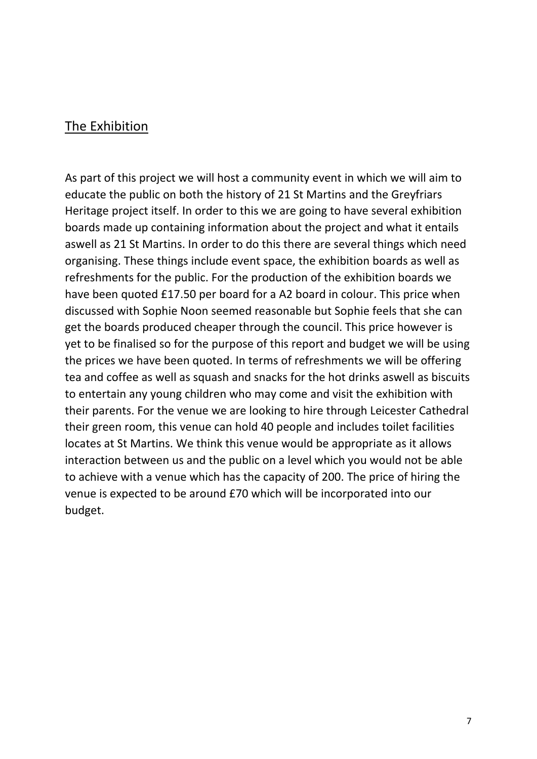## The Exhibition

As part of this project we will host a community event in which we will aim to educate the public on both the history of 21 St Martins and the Greyfriars Heritage project itself. In order to this we are going to have several exhibition boards made up containing information about the project and what it entails aswell as 21 St Martins. In order to do this there are several things which need organising. These things include event space, the exhibition boards as well as refreshments for the public. For the production of the exhibition boards we have been quoted £17.50 per board for a A2 board in colour. This price when discussed with Sophie Noon seemed reasonable but Sophie feels that she can get the boards produced cheaper through the council. This price however is yet to be finalised so for the purpose of this report and budget we will be using the prices we have been quoted. In terms of refreshments we will be offering tea and coffee as well as squash and snacks for the hot drinks aswell as biscuits to entertain any young children who may come and visit the exhibition with their parents. For the venue we are looking to hire through Leicester Cathedral their green room, this venue can hold 40 people and includes toilet facilities locates at St Martins. We think this venue would be appropriate as it allows interaction between us and the public on a level which you would not be able to achieve with a venue which has the capacity of 200. The price of hiring the venue is expected to be around £70 which will be incorporated into our budget.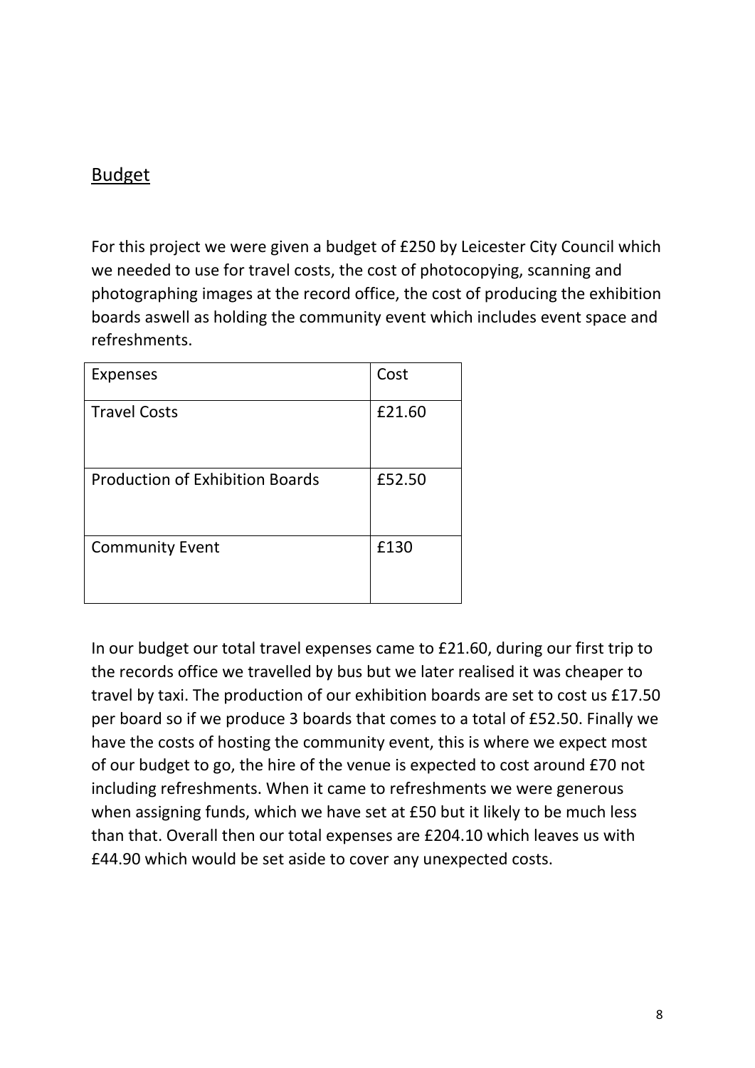## Budget

For this project we were given a budget of £250 by Leicester City Council which we needed to use for travel costs, the cost of photocopying, scanning and photographing images at the record office, the cost of producing the exhibition boards aswell as holding the community event which includes event space and refreshments.

| Expenses | Cost |
|---|---|
| Travel Costs | £21.60 |
| Production of Exhibition Boards | £52.50 |
| Community Event | £130 |

In our budget our total travel expenses came to £21.60, during our first trip to the records office we travelled by bus but we later realised it was cheaper to travel by taxi. The production of our exhibition boards are set to cost us £17.50 per board so if we produce 3 boards that comes to a total of £52.50. Finally we have the costs of hosting the community event, this is where we expect most of our budget to go, the hire of the venue is expected to cost around £70 not including refreshments. When it came to refreshments we were generous when assigning funds, which we have set at £50 but it likely to be much less than that. Overall then our total expenses are £204.10 which leaves us with £44.90 which would be set aside to cover any unexpected costs.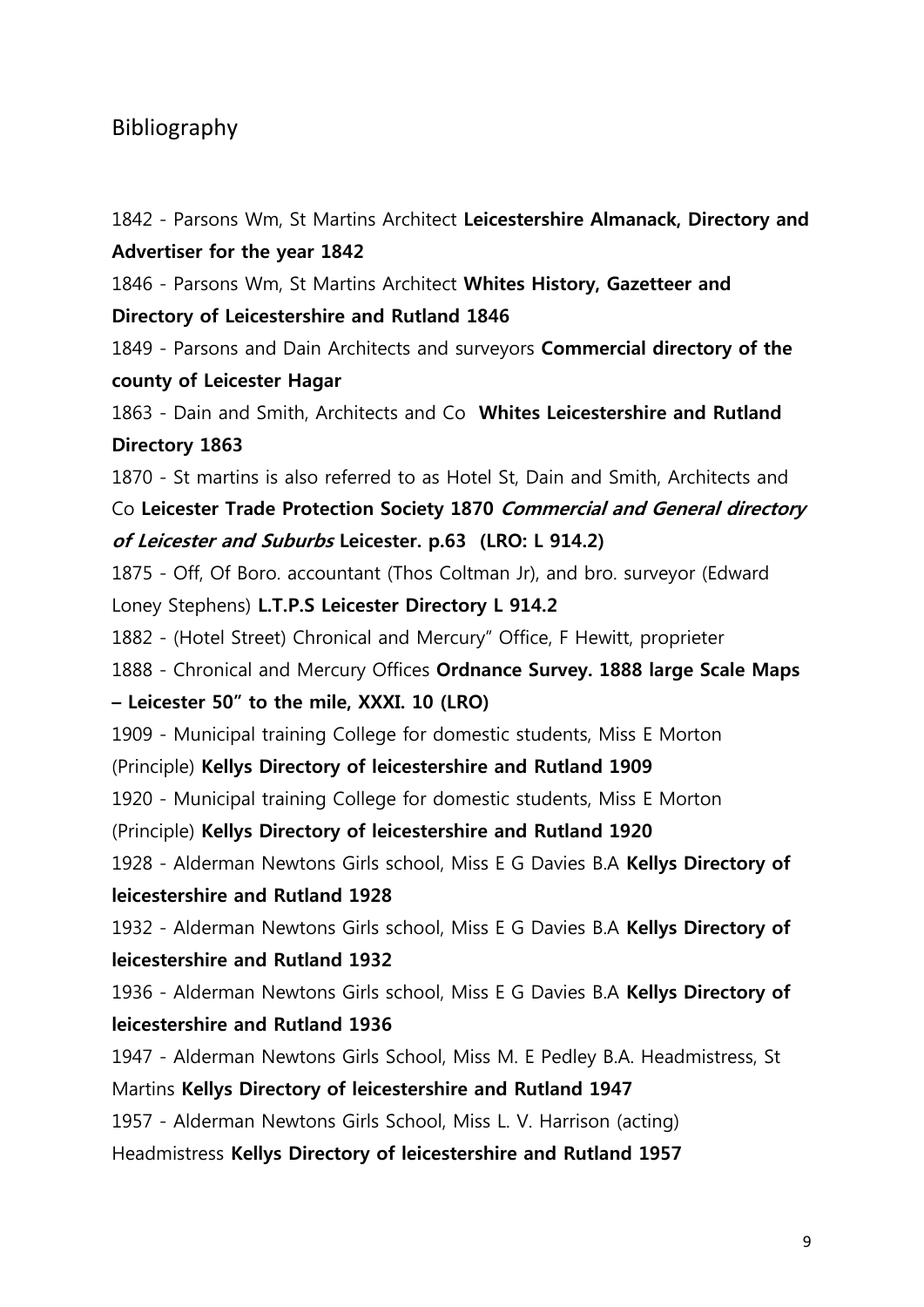## Bibliography

1842 - Parsons Wm, St Martins Architect **Leicestershire Almanack, Directory and Advertiser for the year 1842**

1846 - Parsons Wm, St Martins Architect **Whites History, Gazetteer and Directory of Leicestershire and Rutland 1846**

1849 - Parsons and Dain Architects and surveyors **Commercial directory of the county of Leicester Hagar**

1863 - Dain and Smith, Architects and Co **Whites Leicestershire and Rutland Directory 1863**

1870 - St martins is also referred to as Hotel St, Dain and Smith, Architects and Co **Leicester Trade Protection Society 1870 *Commercial and General directory of Leicester and Suburbs* Leicester. p.63 (LRO: L 914.2)**

1875 - Off, Of Boro. accountant (Thos Coltman Jr), and bro. surveyor (Edward Loney Stephens) **L.T.P.S Leicester Directory L 914.2**

1882 - (Hotel Street) Chronical and Mercury" Office, F Hewitt, proprieter

1888 - Chronical and Mercury Offices **Ordnance Survey. 1888 large Scale Maps – Leicester 50" to the mile, XXXI. 10 (LRO)**

1909 - Municipal training College for domestic students, Miss E Morton (Principle) **Kellys Directory of leicestershire and Rutland 1909**

1920 - Municipal training College for domestic students, Miss E Morton (Principle) **Kellys Directory of leicestershire and Rutland 1920**

1928 - Alderman Newtons Girls school, Miss E G Davies B.A **Kellys Directory of leicestershire and Rutland 1928**

1932 - Alderman Newtons Girls school, Miss E G Davies B.A **Kellys Directory of leicestershire and Rutland 1932**

1936 - Alderman Newtons Girls school, Miss E G Davies B.A **Kellys Directory of leicestershire and Rutland 1936**

1947 - Alderman Newtons Girls School, Miss M. E Pedley B.A. Headmistress, St Martins **Kellys Directory of leicestershire and Rutland 1947**

1957 - Alderman Newtons Girls School, Miss L. V. Harrison (acting) Headmistress **Kellys Directory of leicestershire and Rutland 1957**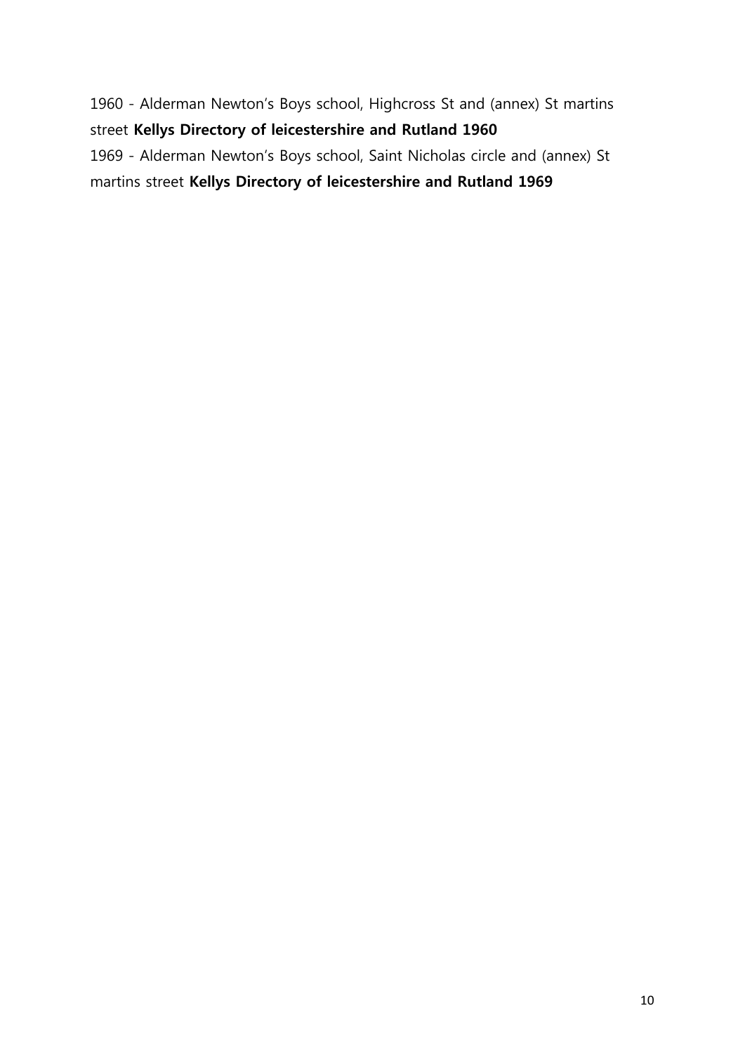1960 - Alderman Newton's Boys school, Highcross St and (annex) St martins street **Kellys Directory of leicestershire and Rutland 1960**

1969 - Alderman Newton's Boys school, Saint Nicholas circle and (annex) St martins street **Kellys Directory of leicestershire and Rutland 1969**